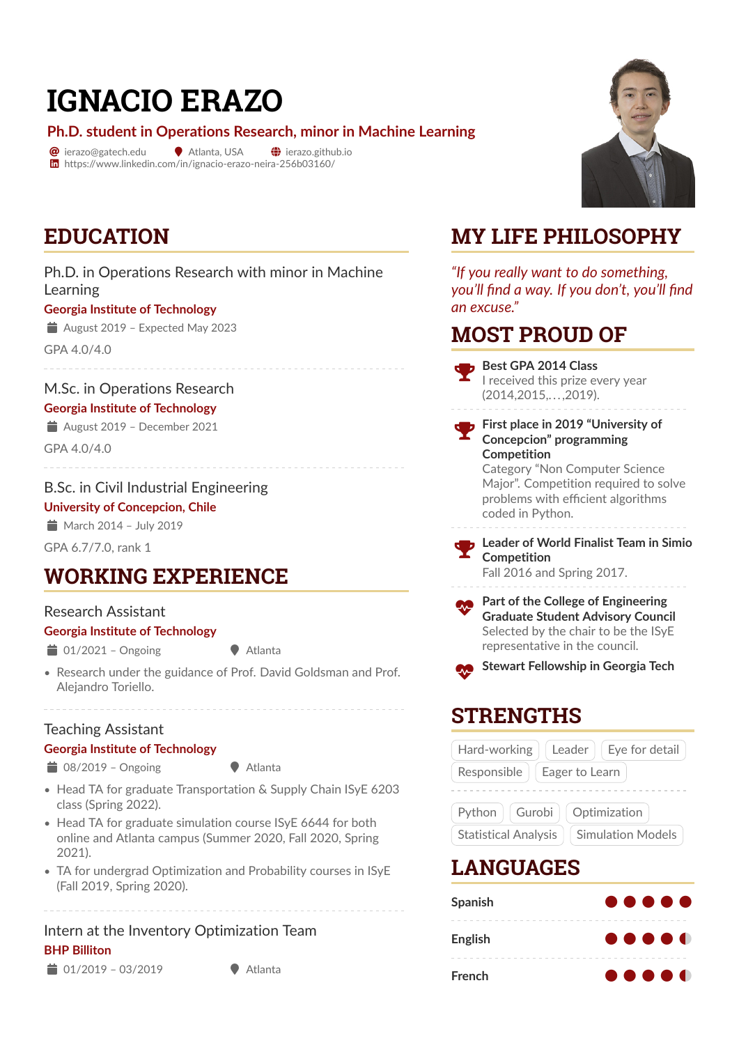# IGNACIO ERAZO

**Ph.D. student in Operations Research, minor in Machine Learning**

ierazo@gatech.edu | Atlanta, USA | ierazo.github.io
https://www.linkedin.com/in/ignacio-erazo-neira-256b03160/

## EDUCATION

### Ph.D. in Operations Research with minor in Machine Learning

**Georgia Institute of Technology**

August 2019 – Expected May 2023

GPA 4.0/4.0

### M.Sc. in Operations Research

**Georgia Institute of Technology**

August 2019 – December 2021

GPA 4.0/4.0

### B.Sc. in Civil Industrial Engineering

**University of Concepcion, Chile**

March 2014 – July 2019

GPA 6.7/7.0, rank 1

## WORKING EXPERIENCE

### Research Assistant

**Georgia Institute of Technology**

01/2021 – Ongoing | Atlanta

- Research under the guidance of Prof. David Goldsman and Prof. Alejandro Toriello.

### Teaching Assistant

**Georgia Institute of Technology**

08/2019 – Ongoing | Atlanta

- Head TA for graduate Transportation & Supply Chain ISyE 6203 class (Spring 2022).
- Head TA for graduate simulation course ISyE 6644 for both online and Atlanta campus (Summer 2020, Fall 2020, Spring 2021).
- TA for undergrad Optimization and Probability courses in ISyE (Fall 2019, Spring 2020).

### Intern at the Inventory Optimization Team

**BHP Billiton**

01/2019 – 03/2019 | Atlanta

## MY LIFE PHILOSOPHY

*"If you really want to do something, you'll find a way. If you don't, you'll find an excuse."*

## MOST PROUD OF

**Best GPA 2014 Class**
I received this prize every year (2014,2015,...,2019).

**First place in 2019 "University of Concepcion" programming Competition**
Category "Non Computer Science Major". Competition required to solve problems with efficient algorithms coded in Python.

**Leader of World Finalist Team in Simio Competition**
Fall 2016 and Spring 2017.

**Part of the College of Engineering Graduate Student Advisory Council**
Selected by the chair to be the ISyE representative in the council.

**Stewart Fellowship in Georgia Tech**

## STRENGTHS

Hard-working | Leader | Eye for detail | Responsible | Eager to Learn

Python | Gurobi | Optimization | Statistical Analysis | Simulation Models

## LANGUAGES

| Language | Level |
|---|---|
| Spanish | 5/5 |
| English | 4.5/5 |
| French | 4.5/5 |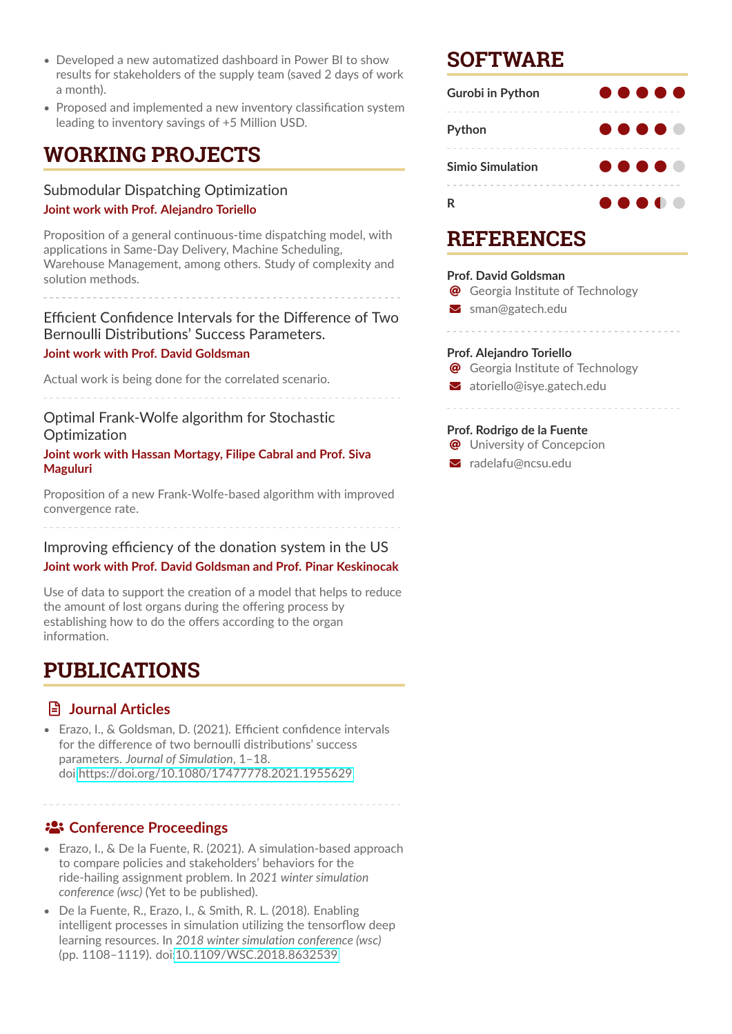- Developed a new automatized dashboard in Power BI to show results for stakeholders of the supply team (saved 2 days of work a month).
- Proposed and implemented a new inventory classification system leading to inventory savings of +5 Million USD.

## WORKING PROJECTS

### Submodular Dispatching Optimization

**Joint work with Prof. Alejandro Toriello**

Proposition of a general continuous-time dispatching model, with applications in Same-Day Delivery, Machine Scheduling, Warehouse Management, among others. Study of complexity and solution methods.

### Efficient Confidence Intervals for the Difference of Two Bernoulli Distributions' Success Parameters.

**Joint work with Prof. David Goldsman**

Actual work is being done for the correlated scenario.

### Optimal Frank-Wolfe algorithm for Stochastic Optimization

**Joint work with Hassan Mortagy, Filipe Cabral and Prof. Siva Maguluri**

Proposition of a new Frank-Wolfe-based algorithm with improved convergence rate.

### Improving efficiency of the donation system in the US

**Joint work with Prof. David Goldsman and Prof. Pinar Keskinocak**

Use of data to support the creation of a model that helps to reduce the amount of lost organs during the offering process by establishing how to do the offers according to the organ information.

## PUBLICATIONS

### Journal Articles

- Erazo, I., & Goldsman, D. (2021). Efficient confidence intervals for the difference of two bernoulli distributions' success parameters. *Journal of Simulation*, 1–18. doi:https://doi.org/10.1080/17477778.2021.1955629

### Conference Proceedings

- Erazo, I., & De la Fuente, R. (2021). A simulation-based approach to compare policies and stakeholders' behaviors for the ride-hailing assignment problem. In *2021 winter simulation conference (wsc)* (Yet to be published).
- De la Fuente, R., Erazo, I., & Smith, R. L. (2018). Enabling intelligent processes in simulation utilizing the tensorflow deep learning resources. In *2018 winter simulation conference (wsc)* (pp. 1108–1119). doi:10.1109/WSC.2018.8632539

## SOFTWARE

**Gurobi in Python** ●●●●●

**Python** ●●●●○

**Simio Simulation** ●●●●○

**R** ●●●◐○

## REFERENCES

**Prof. David Goldsman**
@ Georgia Institute of Technology
✉ sman@gatech.edu

**Prof. Alejandro Toriello**
@ Georgia Institute of Technology
✉ atoriello@isye.gatech.edu

**Prof. Rodrigo de la Fuente**
@ University of Concepcion
✉ radelafu@ncsu.edu